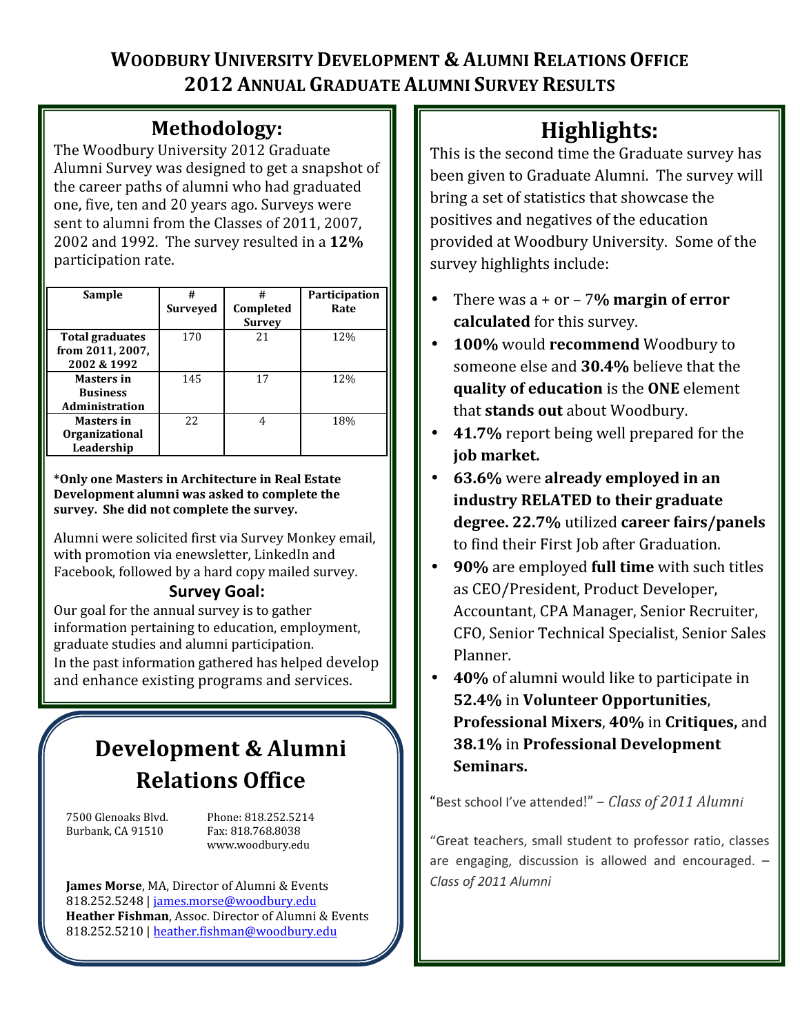# Woodbury University Development & Alumni Relations Office
# 2012 Annual Graduate Alumni Survey Results

## Methodology:

The Woodbury University 2012 Graduate Alumni Survey was designed to get a snapshot of the career paths of alumni who had graduated one, five, ten and 20 years ago. Surveys were sent to alumni from the Classes of 2011, 2007, 2002 and 1992. The survey resulted in a **12%** participation rate.

| Sample | # Surveyed | # Completed Survey | Participation Rate |
|---|---|---|---|
| **Total graduates from 2011, 2007, 2002 & 1992** | 170 | 21 | 12% |
| **Masters in Business Administration** | 145 | 17 | 12% |
| **Masters in Organizational Leadership** | 22 | 4 | 18% |

***Only one Masters in Architecture in Real Estate Development alumni was asked to complete the survey. She did not complete the survey.**

Alumni were solicited first via Survey Monkey email, with promotion via enewsletter, LinkedIn and Facebook, followed by a hard copy mailed survey.

### Survey Goal:

Our goal for the annual survey is to gather information pertaining to education, employment, graduate studies and alumni participation.

In the past information gathered has helped develop and enhance existing programs and services.

## Development & Alumni Relations Office

7500 Glenoaks Blvd.
Burbank, CA 91510

Phone: 818.252.5214
Fax: 818.768.8038
www.woodbury.edu

**James Morse**, MA, Director of Alumni & Events
818.252.5248 | james.morse@woodbury.edu
**Heather Fishman**, Assoc. Director of Alumni & Events
818.252.5210 | heather.fishman@woodbury.edu

## Highlights:

This is the second time the Graduate survey has been given to Graduate Alumni. The survey will bring a set of statistics that showcase the positives and negatives of the education provided at Woodbury University. Some of the survey highlights include:

- There was a + or – 7**% margin of error calculated** for this survey.
- **100%** would **recommend** Woodbury to someone else and **30.4%** believe that the **quality of education** is the **ONE** element that **stands out** about Woodbury.
- **41.7%** report being well prepared for the **job market.**
- **63.6%** were **already employed in an industry RELATED to their graduate degree. 22.7%** utilized **career fairs/panels** to find their First Job after Graduation.
- **90%** are employed **full time** with such titles as CEO/President, Product Developer, Accountant, CPA Manager, Senior Recruiter, CFO, Senior Technical Specialist, Senior Sales Planner.
- **40%** of alumni would like to participate in **52.4%** in **Volunteer Opportunities**, **Professional Mixers**, **40%** in **Critiques,** and **38.1%** in **Professional Development Seminars.**

"Best school I've attended!" – *Class of 2011 Alumni*

"Great teachers, small student to professor ratio, classes are engaging, discussion is allowed and encouraged. – *Class of 2011 Alumni*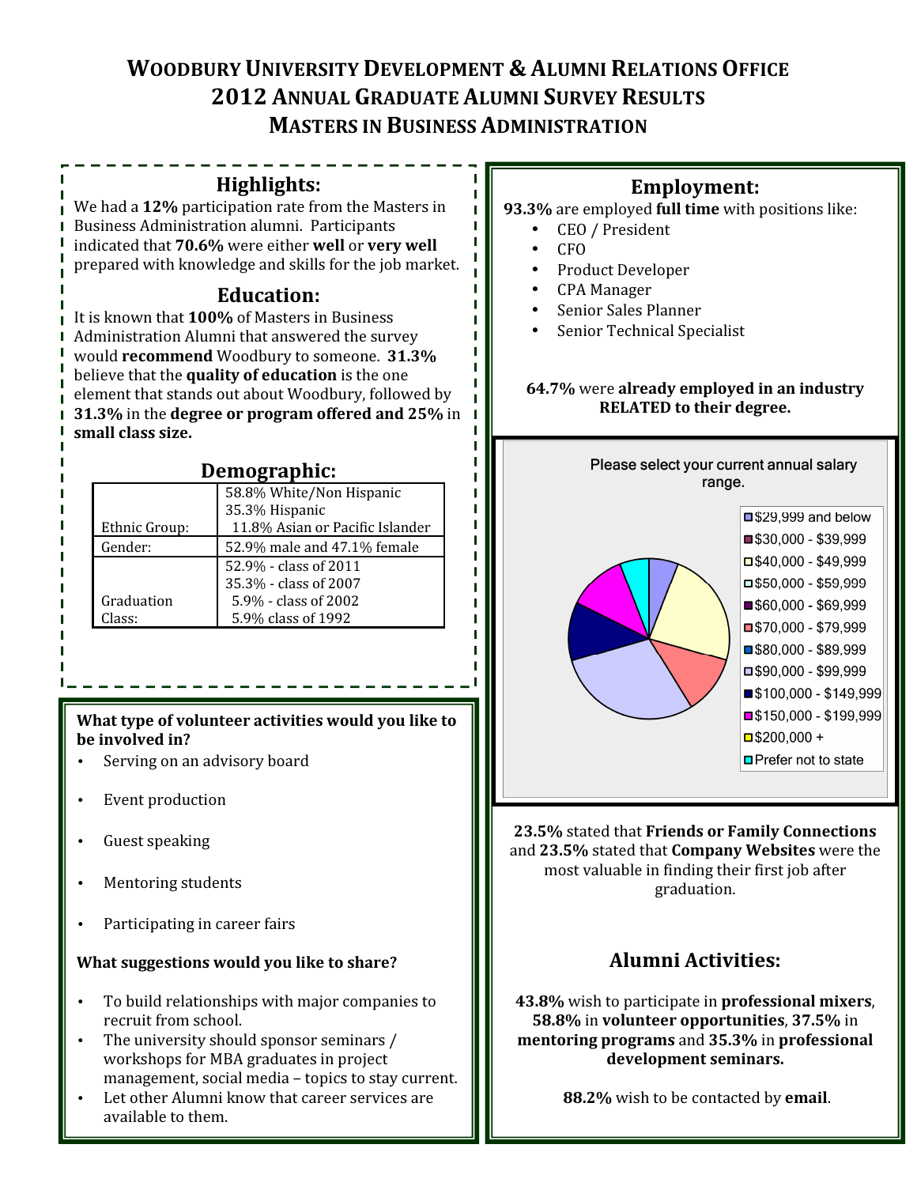# WOODBURY UNIVERSITY DEVELOPMENT & ALUMNI RELATIONS OFFICE
# 2012 ANNUAL GRADUATE ALUMNI SURVEY RESULTS
# MASTERS IN BUSINESS ADMINISTRATION

## Highlights:

We had a **12%** participation rate from the Masters in Business Administration alumni. Participants indicated that **70.6%** were either **well** or **very well** prepared with knowledge and skills for the job market.

## Education:

It is known that **100%** of Masters in Business Administration Alumni that answered the survey would **recommend** Woodbury to someone. **31.3%** believe that the **quality of education** is the one element that stands out about Woodbury, followed by **31.3%** in the **degree or program offered and 25%** in **small class size.**

## Demographic:

| | |
|---|---|
| Ethnic Group: | 58.8% White/Non Hispanic<br>35.3% Hispanic<br>11.8% Asian or Pacific Islander |
| Gender: | 52.9% male and 47.1% female |
| Graduation Class: | 52.9% - class of 2011<br>35.3% - class of 2007<br>5.9% - class of 2002<br>5.9% class of 1992 |

**What type of volunteer activities would you like to be involved in?**

- Serving on an advisory board
- Event production
- Guest speaking
- Mentoring students
- Participating in career fairs

**What suggestions would you like to share?**

- To build relationships with major companies to recruit from school.
- The university should sponsor seminars / workshops for MBA graduates in project management, social media – topics to stay current.
- Let other Alumni know that career services are available to them.

## Employment:

**93.3%** are employed **full time** with positions like:

- CEO / President
- CFO
- Product Developer
- CPA Manager
- Senior Sales Planner
- Senior Technical Specialist

**64.7%** were **already employed in an industry RELATED to their degree.**

Please select your current annual salary range.

- $29,999 and below
- $30,000 - $39,999
- $40,000 - $49,999
- $50,000 - $59,999
- $60,000 - $69,999
- $70,000 - $79,999
- $80,000 - $89,999
- $90,000 - $99,999
- $100,000 - $149,999
- $150,000 - $199,999
- $200,000 +
- Prefer not to state

**23.5%** stated that **Friends or Family Connections** and **23.5%** stated that **Company Websites** were the most valuable in finding their first job after graduation.

## Alumni Activities:

**43.8%** wish to participate in **professional mixers**, **58.8%** in **volunteer opportunities**, **37.5%** in **mentoring programs** and **35.3%** in **professional development seminars.**

**88.2%** wish to be contacted by **email**.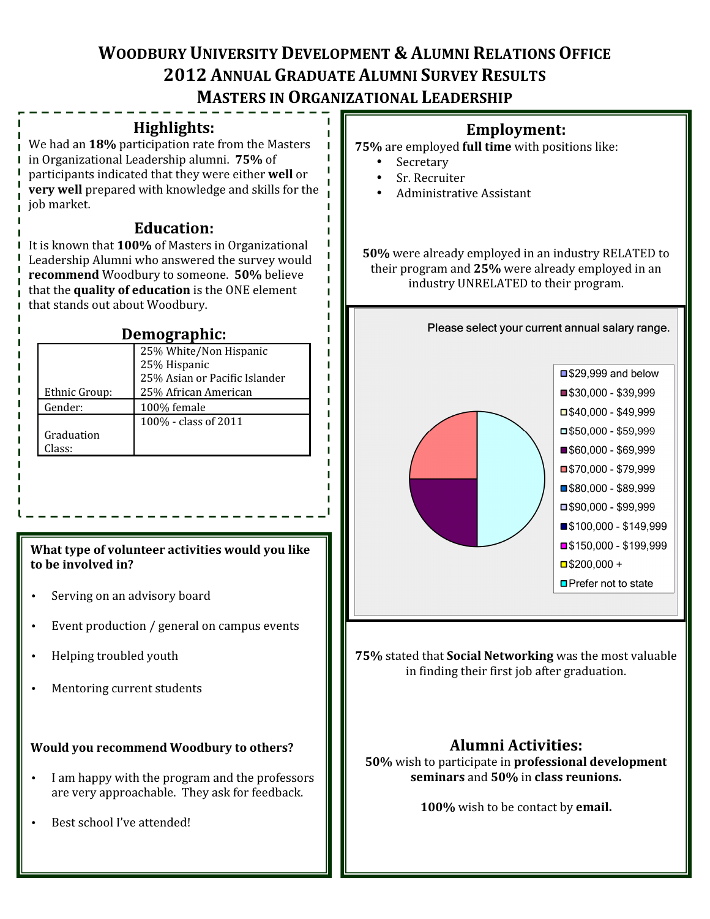# WOODBURY UNIVERSITY DEVELOPMENT & ALUMNI RELATIONS OFFICE
## 2012 ANNUAL GRADUATE ALUMNI SURVEY RESULTS
## MASTERS IN ORGANIZATIONAL LEADERSHIP

### Highlights:

We had an **18%** participation rate from the Masters in Organizational Leadership alumni. **75%** of participants indicated that they were either **well** or **very well** prepared with knowledge and skills for the job market.

### Education:

It is known that **100%** of Masters in Organizational Leadership Alumni who answered the survey would **recommend** Woodbury to someone. **50%** believe that the **quality of education** is the ONE element that stands out about Woodbury.

### Demographic:

| | |
|---|---|
| Ethnic Group: | 25% White/Non Hispanic<br>25% Hispanic<br>25% Asian or Pacific Islander<br>25% African American |
| Gender: | 100% female |
| Graduation Class: | 100% - class of 2011 |

**What type of volunteer activities would you like to be involved in?**

- Serving on an advisory board
- Event production / general on campus events
- Helping troubled youth
- Mentoring current students

**Would you recommend Woodbury to others?**

- I am happy with the program and the professors are very approachable. They ask for feedback.
- Best school I've attended!

### Employment:

**75%** are employed **full time** with positions like:

- Secretary
- Sr. Recruiter
- Administrative Assistant

**50%** were already employed in an industry RELATED to their program and **25%** were already employed in an industry UNRELATED to their program.

Please select your current annual salary range.

$29,999 and below
$30,000 - $39,999
$40,000 - $49,999
$50,000 - $59,999
$60,000 - $69,999
$70,000 - $79,999
$80,000 - $89,999
$90,000 - $99,999
$100,000 - $149,999
$150,000 - $199,999
$200,000 +
Prefer not to state

**75%** stated that **Social Networking** was the most valuable in finding their first job after graduation.

### Alumni Activities:

**50%** wish to participate in **professional development seminars** and **50%** in **class reunions.**

**100%** wish to be contact by **email.**